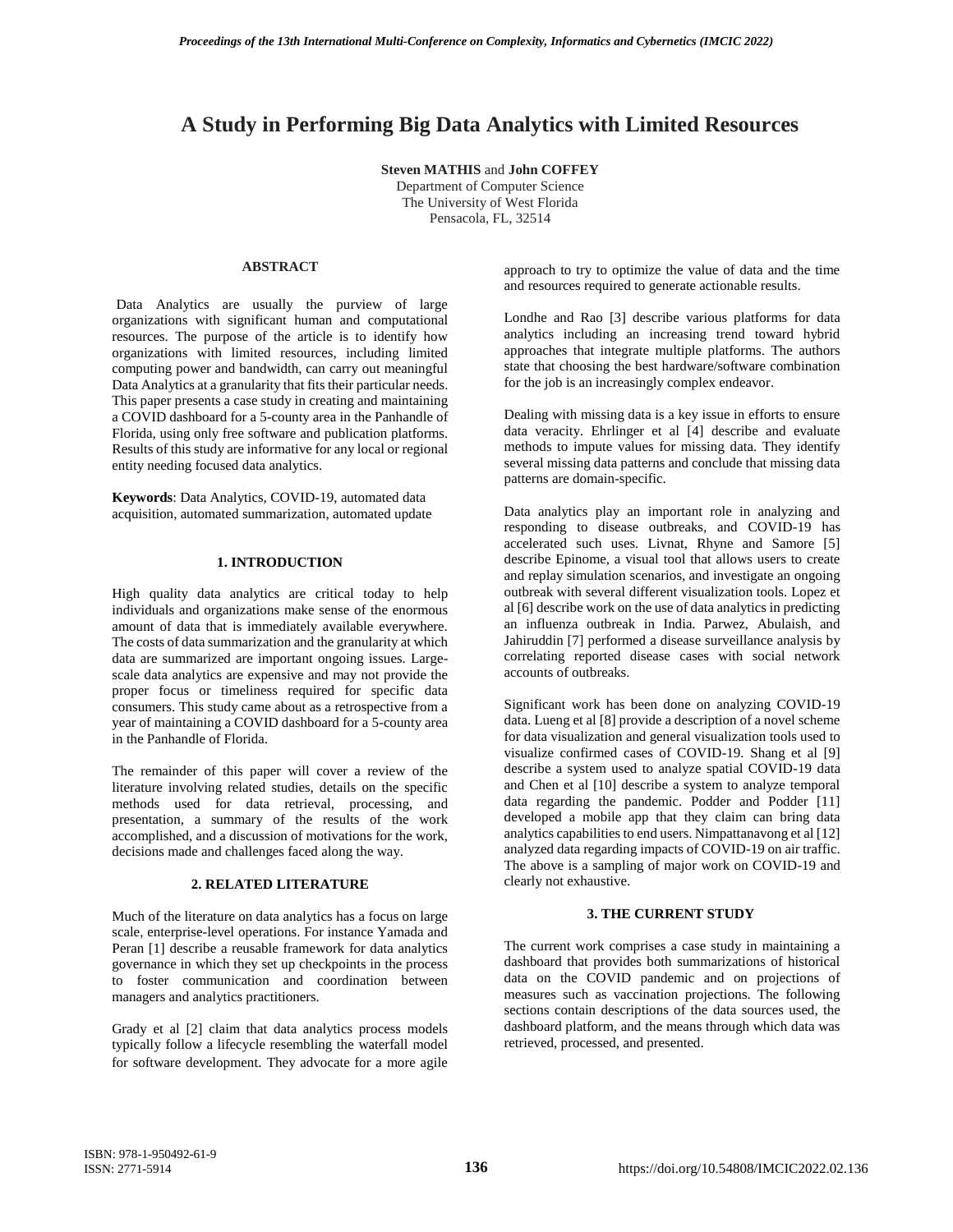# A Study in Performing Big Data Analytics with Limited Resources

**Steven MATHIS** and **John COFFEY**
Department of Computer Science
The University of West Florida
Pensacola, FL, 32514

## ABSTRACT

Data Analytics are usually the purview of large organizations with significant human and computational resources. The purpose of the article is to identify how organizations with limited resources, including limited computing power and bandwidth, can carry out meaningful Data Analytics at a granularity that fits their particular needs. This paper presents a case study in creating and maintaining a COVID dashboard for a 5-county area in the Panhandle of Florida, using only free software and publication platforms. Results of this study are informative for any local or regional entity needing focused data analytics.

**Keywords**: Data Analytics, COVID-19, automated data acquisition, automated summarization, automated update

## 1. INTRODUCTION

High quality data analytics are critical today to help individuals and organizations make sense of the enormous amount of data that is immediately available everywhere. The costs of data summarization and the granularity at which data are summarized are important ongoing issues. Large-scale data analytics are expensive and may not provide the proper focus or timeliness required for specific data consumers. This study came about as a retrospective from a year of maintaining a COVID dashboard for a 5-county area in the Panhandle of Florida.

The remainder of this paper will cover a review of the literature involving related studies, details on the specific methods used for data retrieval, processing, and presentation, a summary of the results of the work accomplished, and a discussion of motivations for the work, decisions made and challenges faced along the way.

## 2. RELATED LITERATURE

Much of the literature on data analytics has a focus on large scale, enterprise-level operations. For instance Yamada and Peran [1] describe a reusable framework for data analytics governance in which they set up checkpoints in the process to foster communication and coordination between managers and analytics practitioners.

Grady et al [2] claim that data analytics process models typically follow a lifecycle resembling the waterfall model for software development. They advocate for a more agile approach to try to optimize the value of data and the time and resources required to generate actionable results.

Londhe and Rao [3] describe various platforms for data analytics including an increasing trend toward hybrid approaches that integrate multiple platforms. The authors state that choosing the best hardware/software combination for the job is an increasingly complex endeavor.

Dealing with missing data is a key issue in efforts to ensure data veracity. Ehrlinger et al [4] describe and evaluate methods to impute values for missing data. They identify several missing data patterns and conclude that missing data patterns are domain-specific.

Data analytics play an important role in analyzing and responding to disease outbreaks, and COVID-19 has accelerated such uses. Livnat, Rhyne and Samore [5] describe Epinome, a visual tool that allows users to create and replay simulation scenarios, and investigate an ongoing outbreak with several different visualization tools. Lopez et al [6] describe work on the use of data analytics in predicting an influenza outbreak in India. Parwez, Abulaish, and Jahiruddin [7] performed a disease surveillance analysis by correlating reported disease cases with social network accounts of outbreaks.

Significant work has been done on analyzing COVID-19 data. Lueng et al [8] provide a description of a novel scheme for data visualization and general visualization tools used to visualize confirmed cases of COVID-19. Shang et al [9] describe a system used to analyze spatial COVID-19 data and Chen et al [10] describe a system to analyze temporal data regarding the pandemic. Podder and Podder [11] developed a mobile app that they claim can bring data analytics capabilities to end users. Nimpattanavong et al [12] analyzed data regarding impacts of COVID-19 on air traffic. The above is a sampling of major work on COVID-19 and clearly not exhaustive.

## 3. THE CURRENT STUDY

The current work comprises a case study in maintaining a dashboard that provides both summarizations of historical data on the COVID pandemic and on projections of measures such as vaccination projections. The following sections contain descriptions of the data sources used, the dashboard platform, and the means through which data was retrieved, processed, and presented.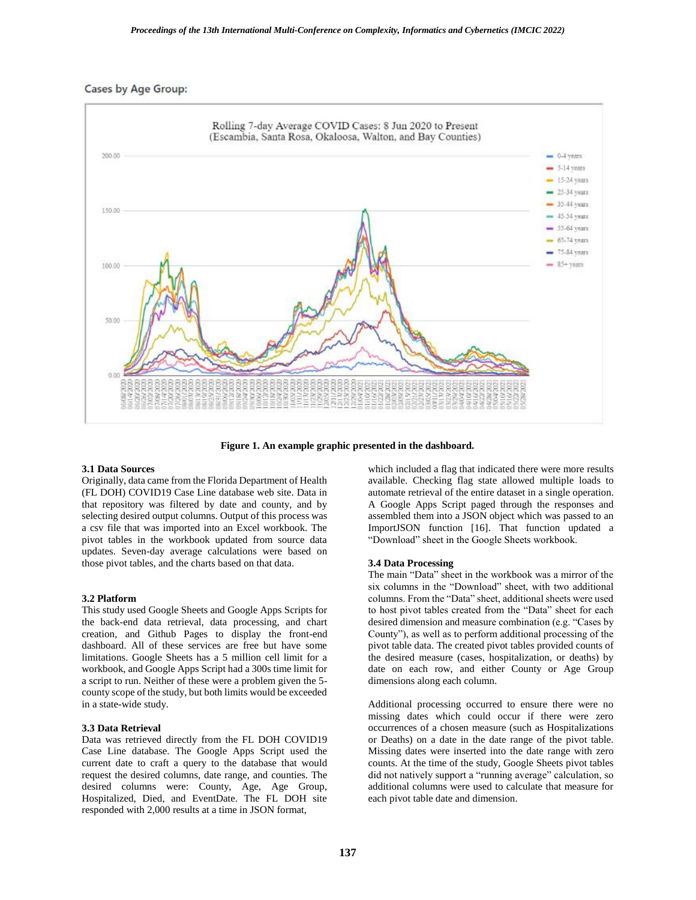Cases by Age Group:

**Figure 1. An example graphic presented in the dashboard.**

### 3.1 Data Sources

Originally, data came from the Florida Department of Health (FL DOH) COVID19 Case Line database web site. Data in that repository was filtered by date and county, and by selecting desired output columns. Output of this process was a csv file that was imported into an Excel workbook. The pivot tables in the workbook updated from source data updates. Seven-day average calculations were based on those pivot tables, and the charts based on that data.

### 3.2 Platform

This study used Google Sheets and Google Apps Scripts for the back-end data retrieval, data processing, and chart creation, and Github Pages to display the front-end dashboard. All of these services are free but have some limitations. Google Sheets has a 5 million cell limit for a workbook, and Google Apps Script had a 300s time limit for a script to run. Neither of these were a problem given the 5-county scope of the study, but both limits would be exceeded in a state-wide study.

### 3.3 Data Retrieval

Data was retrieved directly from the FL DOH COVID19 Case Line database. The Google Apps Script used the current date to craft a query to the database that would request the desired columns, date range, and counties. The desired columns were: County, Age, Age Group, Hospitalized, Died, and EventDate. The FL DOH site responded with 2,000 results at a time in JSON format, which included a flag that indicated there were more results available. Checking flag state allowed multiple loads to automate retrieval of the entire dataset in a single operation. A Google Apps Script paged through the responses and assembled them into a JSON object which was passed to an ImportJSON function [16]. That function updated a "Download" sheet in the Google Sheets workbook.

### 3.4 Data Processing

The main "Data" sheet in the workbook was a mirror of the six columns in the "Download" sheet, with two additional columns. From the "Data" sheet, additional sheets were used to host pivot tables created from the "Data" sheet for each desired dimension and measure combination (e.g. "Cases by County"), as well as to perform additional processing of the pivot table data. The created pivot tables provided counts of the desired measure (cases, hospitalization, or deaths) by date on each row, and either County or Age Group dimensions along each column.

Additional processing occurred to ensure there were no missing dates which could occur if there were zero occurrences of a chosen measure (such as Hospitalizations or Deaths) on a date in the date range of the pivot table. Missing dates were inserted into the date range with zero counts. At the time of the study, Google Sheets pivot tables did not natively support a "running average" calculation, so additional columns were used to calculate that measure for each pivot table date and dimension.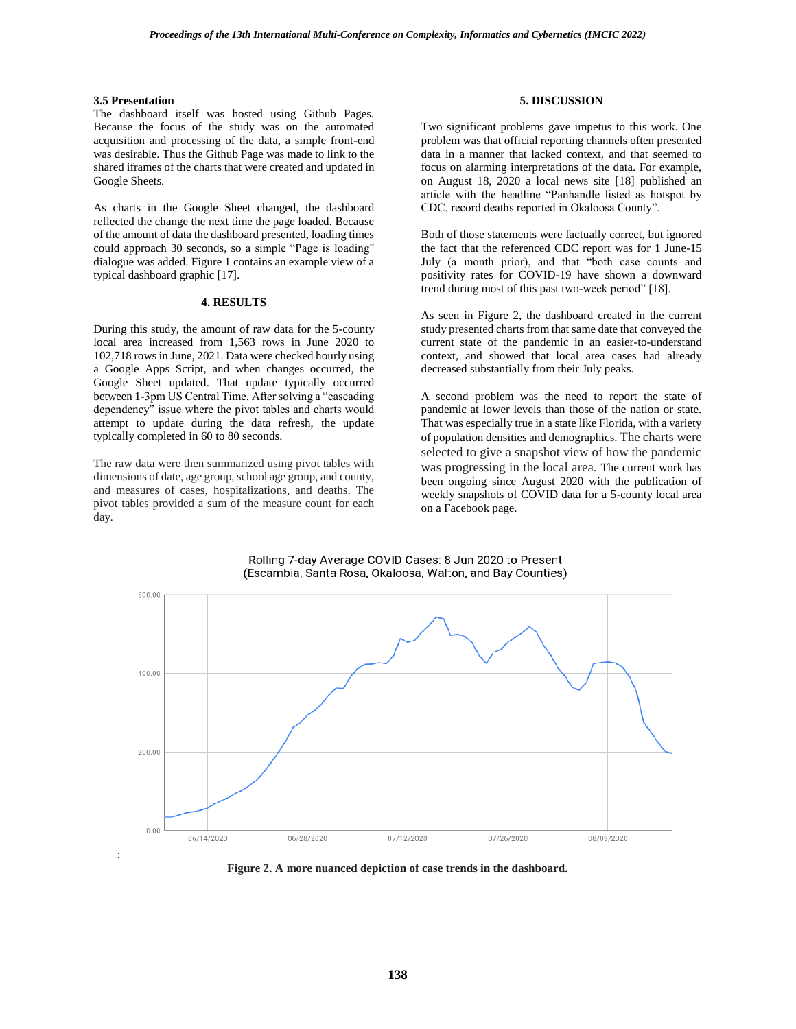### 3.5 Presentation

The dashboard itself was hosted using Github Pages. Because the focus of the study was on the automated acquisition and processing of the data, a simple front-end was desirable. Thus the Github Page was made to link to the shared iframes of the charts that were created and updated in Google Sheets.

As charts in the Google Sheet changed, the dashboard reflected the change the next time the page loaded. Because of the amount of data the dashboard presented, loading times could approach 30 seconds, so a simple "Page is loading" dialogue was added. Figure 1 contains an example view of a typical dashboard graphic [17].

## 4. RESULTS

During this study, the amount of raw data for the 5-county local area increased from 1,563 rows in June 2020 to 102,718 rows in June, 2021. Data were checked hourly using a Google Apps Script, and when changes occurred, the Google Sheet updated. That update typically occurred between 1-3pm US Central Time. After solving a "cascading dependency" issue where the pivot tables and charts would attempt to update during the data refresh, the update typically completed in 60 to 80 seconds.

The raw data were then summarized using pivot tables with dimensions of date, age group, school age group, and county, and measures of cases, hospitalizations, and deaths. The pivot tables provided a sum of the measure count for each day.

## 5. DISCUSSION

Two significant problems gave impetus to this work. One problem was that official reporting channels often presented data in a manner that lacked context, and that seemed to focus on alarming interpretations of the data. For example, on August 18, 2020 a local news site [18] published an article with the headline "Panhandle listed as hotspot by CDC, record deaths reported in Okaloosa County".

Both of those statements were factually correct, but ignored the fact that the referenced CDC report was for 1 June-15 July (a month prior), and that "both case counts and positivity rates for COVID-19 have shown a downward trend during most of this past two-week period" [18].

As seen in Figure 2, the dashboard created in the current study presented charts from that same date that conveyed the current state of the pandemic in an easier-to-understand context, and showed that local area cases had already decreased substantially from their July peaks.

A second problem was the need to report the state of pandemic at lower levels than those of the nation or state. That was especially true in a state like Florida, with a variety of population densities and demographics. The charts were selected to give a snapshot view of how the pandemic was progressing in the local area. The current work has been ongoing since August 2020 with the publication of weekly snapshots of COVID data for a 5-county local area on a Facebook page.

**Figure 2. A more nuanced depiction of case trends in the dashboard.**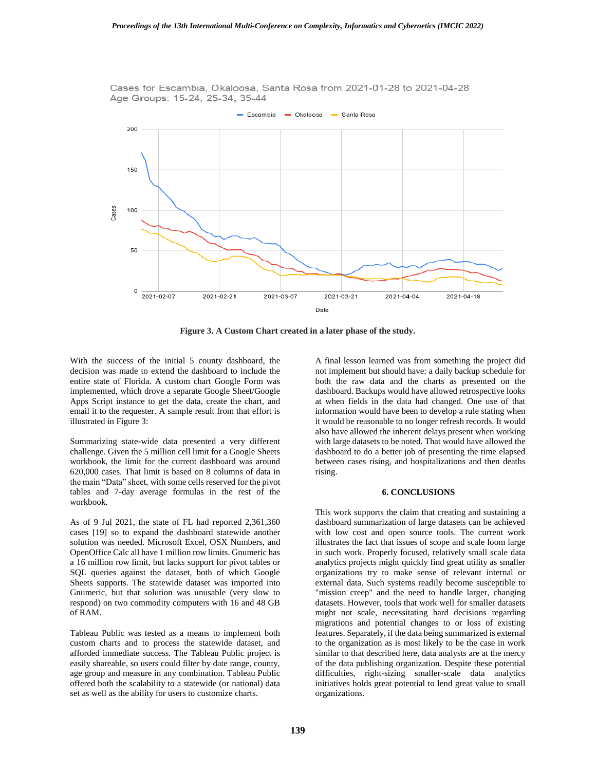Figure 3. A Custom Chart created in a later phase of the study.

With the success of the initial 5 county dashboard, the decision was made to extend the dashboard to include the entire state of Florida. A custom chart Google Form was implemented, which drove a separate Google Sheet/Google Apps Script instance to get the data, create the chart, and email it to the requester. A sample result from that effort is illustrated in Figure 3:

Summarizing state-wide data presented a very different challenge. Given the 5 million cell limit for a Google Sheets workbook, the limit for the current dashboard was around 620,000 cases. That limit is based on 8 columns of data in the main "Data" sheet, with some cells reserved for the pivot tables and 7-day average formulas in the rest of the workbook.

As of 9 Jul 2021, the state of FL had reported 2,361,360 cases [19] so to expand the dashboard statewide another solution was needed. Microsoft Excel, OSX Numbers, and OpenOffice Calc all have 1 million row limits. Gnumeric has a 16 million row limit, but lacks support for pivot tables or SQL queries against the dataset, both of which Google Sheets supports. The statewide dataset was imported into Gnumeric, but that solution was unusable (very slow to respond) on two commodity computers with 16 and 48 GB of RAM.

Tableau Public was tested as a means to implement both custom charts and to process the statewide dataset, and afforded immediate success. The Tableau Public project is easily shareable, so users could filter by date range, county, age group and measure in any combination. Tableau Public offered both the scalability to a statewide (or national) data set as well as the ability for users to customize charts.

A final lesson learned was from something the project did not implement but should have: a daily backup schedule for both the raw data and the charts as presented on the dashboard. Backups would have allowed retrospective looks at when fields in the data had changed. One use of that information would have been to develop a rule stating when it would be reasonable to no longer refresh records. It would also have allowed the inherent delays present when working with large datasets to be noted. That would have allowed the dashboard to do a better job of presenting the time elapsed between cases rising, and hospitalizations and then deaths rising.

## 6. CONCLUSIONS

This work supports the claim that creating and sustaining a dashboard summarization of large datasets can be achieved with low cost and open source tools. The current work illustrates the fact that issues of scope and scale loom large in such work. Properly focused, relatively small scale data analytics projects might quickly find great utility as smaller organizations try to make sense of relevant internal or external data. Such systems readily become susceptible to "mission creep" and the need to handle larger, changing datasets. However, tools that work well for smaller datasets might not scale, necessitating hard decisions regarding migrations and potential changes to or loss of existing features. Separately, if the data being summarized is external to the organization as is most likely to be the case in work similar to that described here, data analysts are at the mercy of the data publishing organization. Despite these potential difficulties, right-sizing smaller-scale data analytics initiatives holds great potential to lend great value to small organizations.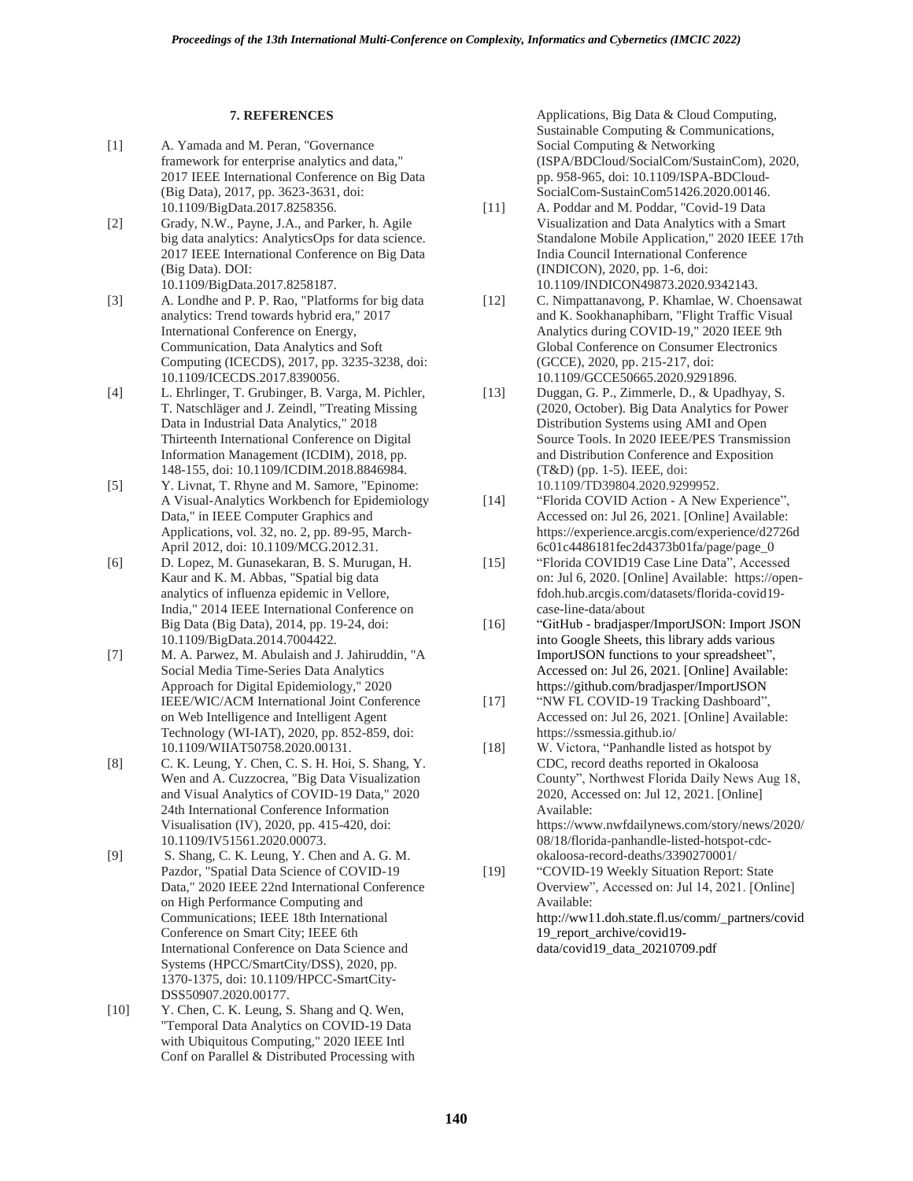### 7. REFERENCES

[1] A. Yamada and M. Peran, "Governance framework for enterprise analytics and data," 2017 IEEE International Conference on Big Data (Big Data), 2017, pp. 3623-3631, doi: 10.1109/BigData.2017.8258356.

[2] Grady, N.W., Payne, J.A., and Parker, h. Agile big data analytics: AnalyticsOps for data science. 2017 IEEE International Conference on Big Data (Big Data). DOI: 10.1109/BigData.2017.8258187.

[3] A. Londhe and P. P. Rao, "Platforms for big data analytics: Trend towards hybrid era," 2017 International Conference on Energy, Communication, Data Analytics and Soft Computing (ICECDS), 2017, pp. 3235-3238, doi: 10.1109/ICECDS.2017.8390056.

[4] L. Ehrlinger, T. Grubinger, B. Varga, M. Pichler, T. Natschläger and J. Zeindl, "Treating Missing Data in Industrial Data Analytics," 2018 Thirteenth International Conference on Digital Information Management (ICDIM), 2018, pp. 148-155, doi: 10.1109/ICDIM.2018.8846984.

[5] Y. Livnat, T. Rhyne and M. Samore, "Epinome: A Visual-Analytics Workbench for Epidemiology Data," in IEEE Computer Graphics and Applications, vol. 32, no. 2, pp. 89-95, March-April 2012, doi: 10.1109/MCG.2012.31.

[6] D. Lopez, M. Gunasekaran, B. S. Murugan, H. Kaur and K. M. Abbas, "Spatial big data analytics of influenza epidemic in Vellore, India," 2014 IEEE International Conference on Big Data (Big Data), 2014, pp. 19-24, doi: 10.1109/BigData.2014.7004422.

[7] M. A. Parwez, M. Abulaish and J. Jahiruddin, "A Social Media Time-Series Data Analytics Approach for Digital Epidemiology," 2020 IEEE/WIC/ACM International Joint Conference on Web Intelligence and Intelligent Agent Technology (WI-IAT), 2020, pp. 852-859, doi: 10.1109/WIIAT50758.2020.00131.

[8] C. K. Leung, Y. Chen, C. S. H. Hoi, S. Shang, Y. Wen and A. Cuzzocrea, "Big Data Visualization and Visual Analytics of COVID-19 Data," 2020 24th International Conference Information Visualisation (IV), 2020, pp. 415-420, doi: 10.1109/IV51561.2020.00073.

[9] S. Shang, C. K. Leung, Y. Chen and A. G. M. Pazdor, "Spatial Data Science of COVID-19 Data," 2020 IEEE 22nd International Conference on High Performance Computing and Communications; IEEE 18th International Conference on Smart City; IEEE 6th International Conference on Data Science and Systems (HPCC/SmartCity/DSS), 2020, pp. 1370-1375, doi: 10.1109/HPCC-SmartCity-DSS50907.2020.00177.

[10] Y. Chen, C. K. Leung, S. Shang and Q. Wen, "Temporal Data Analytics on COVID-19 Data with Ubiquitous Computing," 2020 IEEE Intl Conf on Parallel & Distributed Processing with Applications, Big Data & Cloud Computing, Sustainable Computing & Communications, Social Computing & Networking (ISPA/BDCloud/SocialCom/SustainCom), 2020, pp. 958-965, doi: 10.1109/ISPA-BDCloud-SocialCom-SustainCom51426.2020.00146.

[11] A. Poddar and M. Poddar, "Covid-19 Data Visualization and Data Analytics with a Smart Standalone Mobile Application," 2020 IEEE 17th India Council International Conference (INDICON), 2020, pp. 1-6, doi: 10.1109/INDICON49873.2020.9342143.

[12] C. Nimpattanavong, P. Khamlae, W. Choensawat and K. Sookhanaphibarn, "Flight Traffic Visual Analytics during COVID-19," 2020 IEEE 9th Global Conference on Consumer Electronics (GCCE), 2020, pp. 215-217, doi: 10.1109/GCCE50665.2020.9291896.

[13] Duggan, G. P., Zimmerle, D., & Upadhyay, S. (2020, October). Big Data Analytics for Power Distribution Systems using AMI and Open Source Tools. In 2020 IEEE/PES Transmission and Distribution Conference and Exposition (T&D) (pp. 1-5). IEEE, doi: 10.1109/TD39804.2020.9299952.

[14] "Florida COVID Action - A New Experience", Accessed on: Jul 26, 2021. [Online] Available: https://experience.arcgis.com/experience/d2726d6c01c4486181fec2d4373b01fa/page/page_0

[15] "Florida COVID19 Case Line Data", Accessed on: Jul 6, 2020. [Online] Available: https://open-fdoh.hub.arcgis.com/datasets/florida-covid19-case-line-data/about

[16] "GitHub - bradjasper/ImportJSON: Import JSON into Google Sheets, this library adds various ImportJSON functions to your spreadsheet", Accessed on: Jul 26, 2021. [Online] Available: https://github.com/bradjasper/ImportJSON

[17] "NW FL COVID-19 Tracking Dashboard", Accessed on: Jul 26, 2021. [Online] Available: https://ssmessia.github.io/

[18] W. Victora, "Panhandle listed as hotspot by CDC, record deaths reported in Okaloosa County", Northwest Florida Daily News Aug 18, 2020, Accessed on: Jul 12, 2021. [Online] Available: https://www.nwfdailynews.com/story/news/2020/08/18/florida-panhandle-listed-hotspot-cdc-okaloosa-record-deaths/3390270001/

[19] "COVID-19 Weekly Situation Report: State Overview", Accessed on: Jul 14, 2021. [Online] Available: http://ww11.doh.state.fl.us/comm/_partners/covid19_report_archive/covid19-data/covid19_data_20210709.pdf